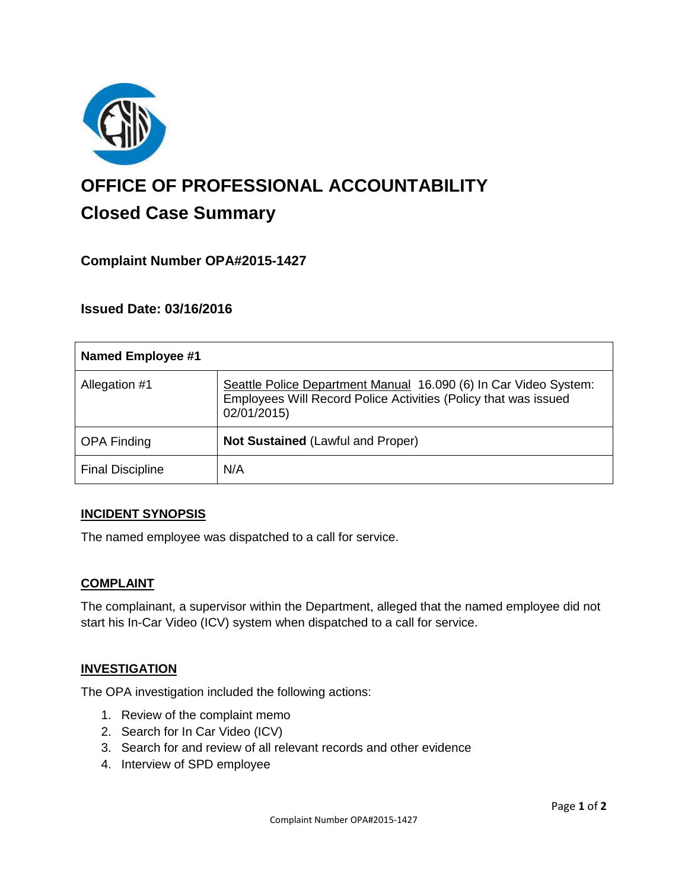# OFFICE OF PROFESSIONAL ACCOUNTABILITY

## Closed Case Summary

### Complaint Number OPA#2015-1427

### Issued Date: 03/16/2016

| **Named Employee #1** | |
| --- | --- |
| Allegation #1 | Seattle Police Department Manual 16.090 (6) In Car Video System: Employees Will Record Police Activities (Policy that was issued 02/01/2015) |
| OPA Finding | **Not Sustained** (Lawful and Proper) |
| Final Discipline | N/A |

**INCIDENT SYNOPSIS**

The named employee was dispatched to a call for service.

**COMPLAINT**

The complainant, a supervisor within the Department, alleged that the named employee did not start his In-Car Video (ICV) system when dispatched to a call for service.

**INVESTIGATION**

The OPA investigation included the following actions:

1. Review of the complaint memo
2. Search for In Car Video (ICV)
3. Search for and review of all relevant records and other evidence
4. Interview of SPD employee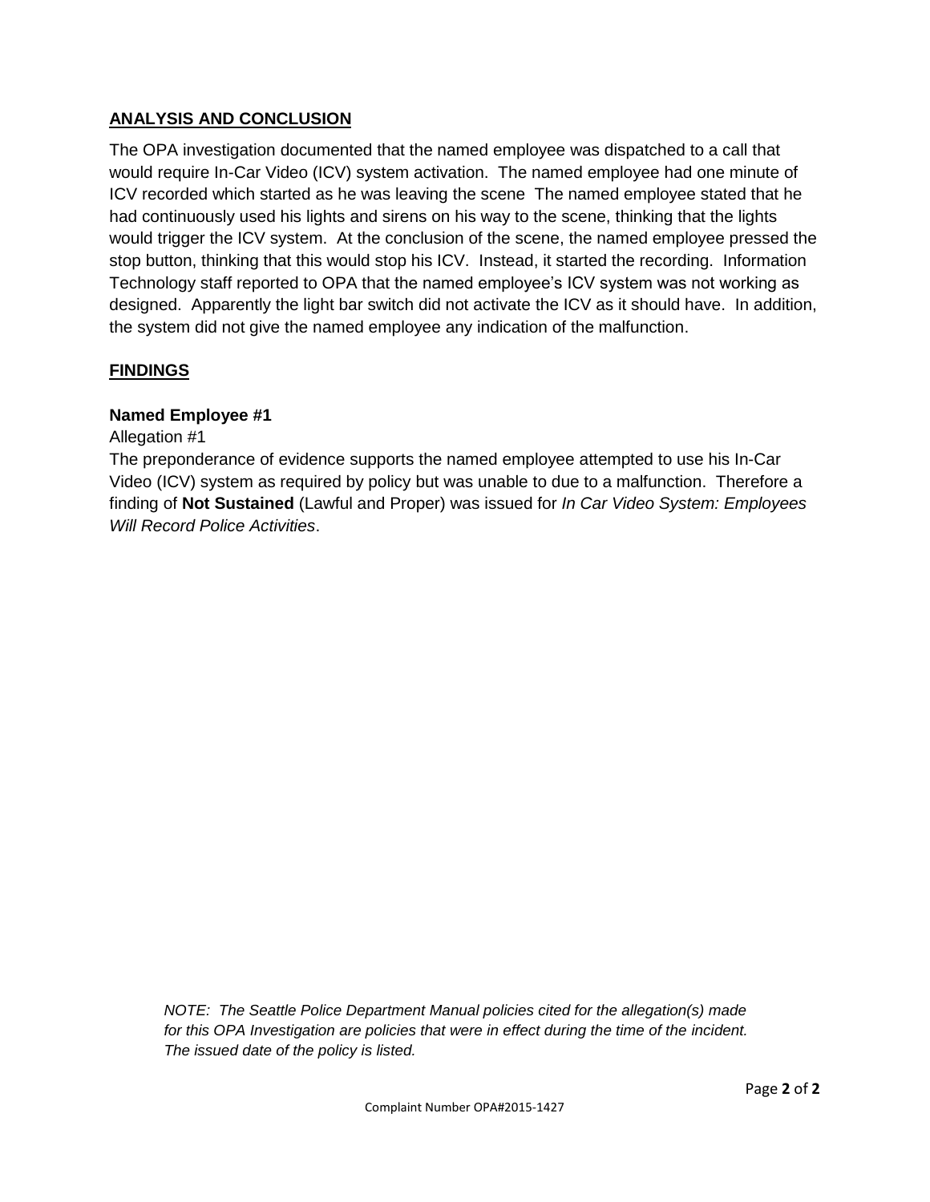## ANALYSIS AND CONCLUSION

The OPA investigation documented that the named employee was dispatched to a call that would require In-Car Video (ICV) system activation. The named employee had one minute of ICV recorded which started as he was leaving the scene The named employee stated that he had continuously used his lights and sirens on his way to the scene, thinking that the lights would trigger the ICV system. At the conclusion of the scene, the named employee pressed the stop button, thinking that this would stop his ICV. Instead, it started the recording. Information Technology staff reported to OPA that the named employee's ICV system was not working as designed. Apparently the light bar switch did not activate the ICV as it should have. In addition, the system did not give the named employee any indication of the malfunction.

## FINDINGS

**Named Employee #1**

Allegation #1

The preponderance of evidence supports the named employee attempted to use his In-Car Video (ICV) system as required by policy but was unable to due to a malfunction. Therefore a finding of **Not Sustained** (Lawful and Proper) was issued for *In Car Video System: Employees Will Record Police Activities*.

*NOTE: The Seattle Police Department Manual policies cited for the allegation(s) made for this OPA Investigation are policies that were in effect during the time of the incident. The issued date of the policy is listed.*

Complaint Number OPA#2015-1427